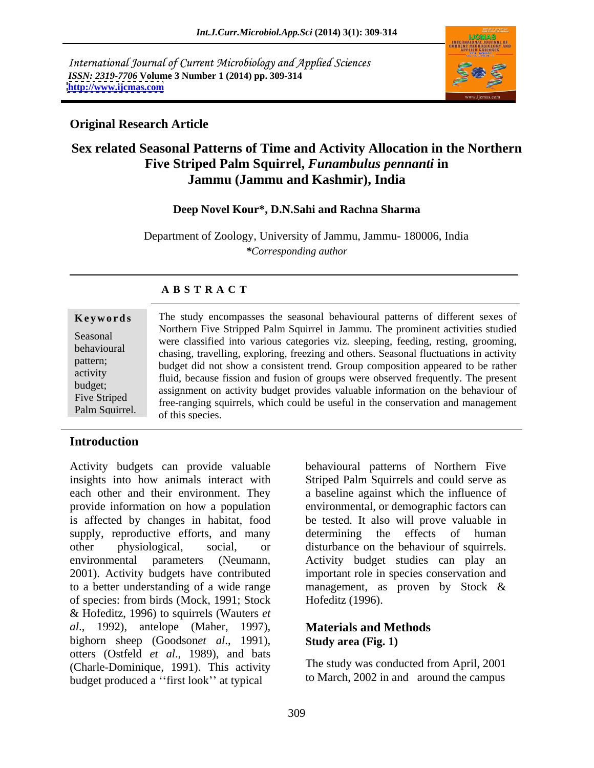International Journal of Current Microbiology and Applied Sciences
*ISSN: 2319-7706* **Volume 3 Number 1 (2014) pp. 309-314**
**http://www.ijcmas.com**

**Original Research Article**

# Sex related Seasonal Patterns of Time and Activity Allocation in the Northern Five Striped Palm Squirrel, *Funambulus pennanti* in Jammu (Jammu and Kashmir), India

**Deep Novel Kour*, D.N.Sahi and Rachna Sharma**

Department of Zoology, University of Jammu, Jammu- 180006, India
****Corresponding author***

## A B S T R A C T

**Keywords**

Seasonal behavioural pattern; activity budget; Five Striped Palm Squirrel.

The study encompasses the seasonal behavioural patterns of different sexes of Northern Five Stripped Palm Squirrel in Jammu. The prominent activities studied were classified into various categories viz. sleeping, feeding, resting, grooming, chasing, travelling, exploring, freezing and others. Seasonal fluctuations in activity budget did not show a consistent trend. Group composition appeared to be rather fluid, because fission and fusion of groups were observed frequently. The present assignment on activity budget provides valuable information on the behaviour of free-ranging squirrels, which could be useful in the conservation and management of this species.

## Introduction

Activity budgets can provide valuable insights into how animals interact with each other and their environment. They provide information on how a population is affected by changes in habitat, food supply, reproductive efforts, and many other physiological, social, or environmental parameters (Neumann, 2001). Activity budgets have contributed to a better understanding of a wide range of species: from birds (Mock, 1991; Stock & Hofeditz, 1996) to squirrels (Wauters *et al*., 1992), antelope (Maher, 1997), bighorn sheep (Goodson*et al*., 1991), otters (Ostfeld *et al*., 1989), and bats (Charle-Dominique, 1991). This activity budget produced a ''first look'' at typical behavioural patterns of Northern Five Striped Palm Squirrels and could serve as a baseline against which the influence of environmental, or demographic factors can be tested. It also will prove valuable in determining the effects of human disturbance on the behaviour of squirrels. Activity budget studies can play an important role in species conservation and management, as proven by Stock & Hofeditz (1996).

## Materials and Methods

### Study area (Fig. 1)

The study was conducted from April, 2001 to March, 2002 in and around the campus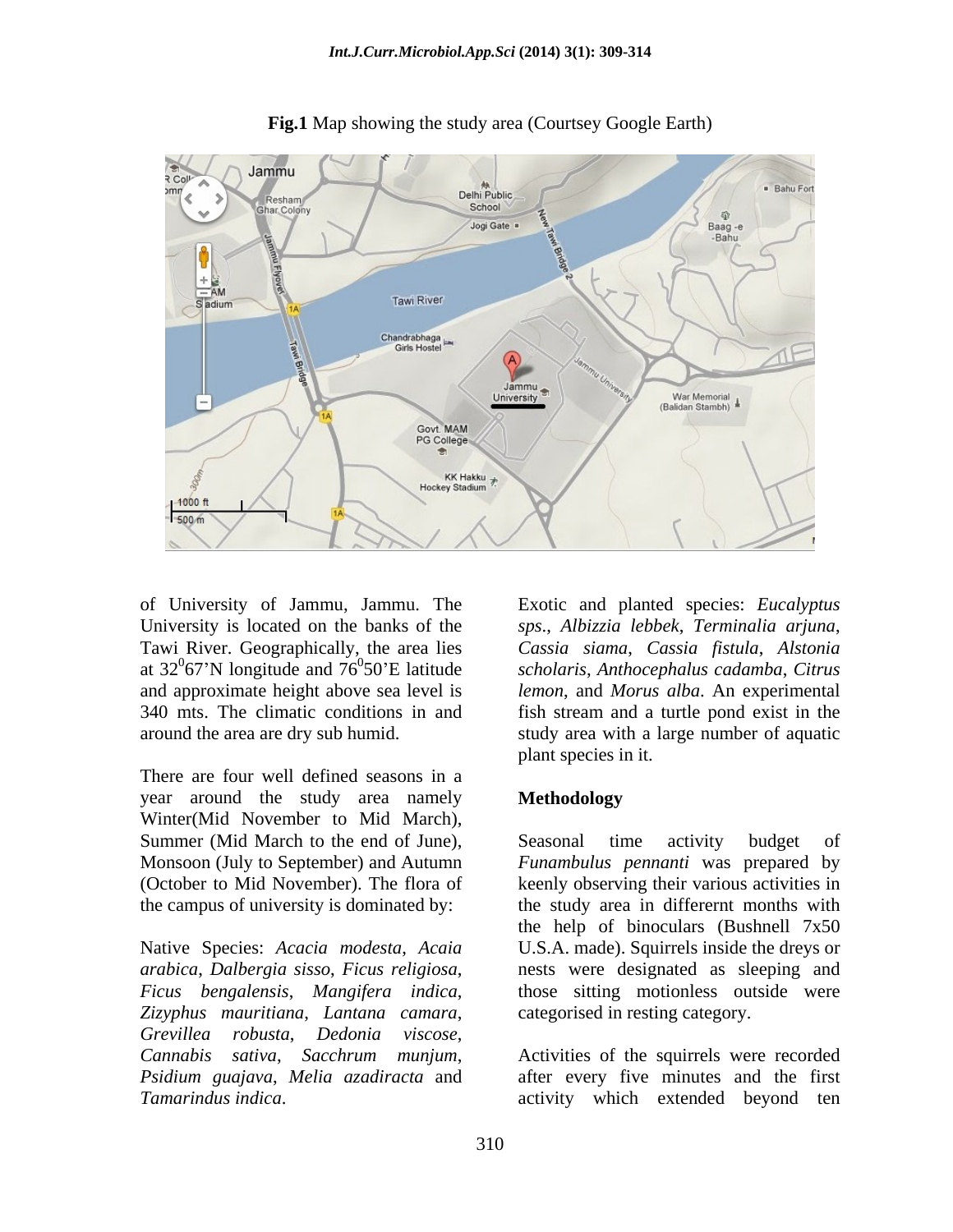**Fig.1** Map showing the study area (Courtsey Google Earth)

of University of Jammu, Jammu. The University is located on the banks of the Tawi River. Geographically, the area lies at $32^0$67'N longitude and $76^0$50'E latitude and approximate height above sea level is 340 mts. The climatic conditions in and around the area are dry sub humid.

There are four well defined seasons in a year around the study area namely Winter(Mid November to Mid March), Summer (Mid March to the end of June), Monsoon (July to September) and Autumn (October to Mid November). The flora of the campus of university is dominated by:

Native Species: *Acacia modesta*, *Acaia arabica*, *Dalbergia sisso*, *Ficus religiosa*, *Ficus bengalensis*, *Mangifera indica*, *Zizyphus mauritiana*, *Lantana camara*, *Grevillea robusta*, *Dedonia viscose*, *Cannabis sativa*, *Sacchrum munjum*, *Psidium guajava*, *Melia azadiracta* and *Tamarindus indica*.

Exotic and planted species: *Eucalyptus sps*., *Albizzia lebbek*, *Terminalia arjuna*, *Cassia siama*, *Cassia fistula*, *Alstonia scholaris*, *Anthocephalus cadamba*, *Citrus lemon*, and *Morus alba*. An experimental fish stream and a turtle pond exist in the study area with a large number of aquatic plant species in it.

## Methodology

Seasonal time activity budget of *Funambulus pennanti* was prepared by keenly observing their various activities in the study area in differernt months with the help of binoculars (Bushnell 7x50 U.S.A. made). Squirrels inside the dreys or nests were designated as sleeping and those sitting motionless outside were categorised in resting category.

Activities of the squirrels were recorded after every five minutes and the first activity which extended beyond ten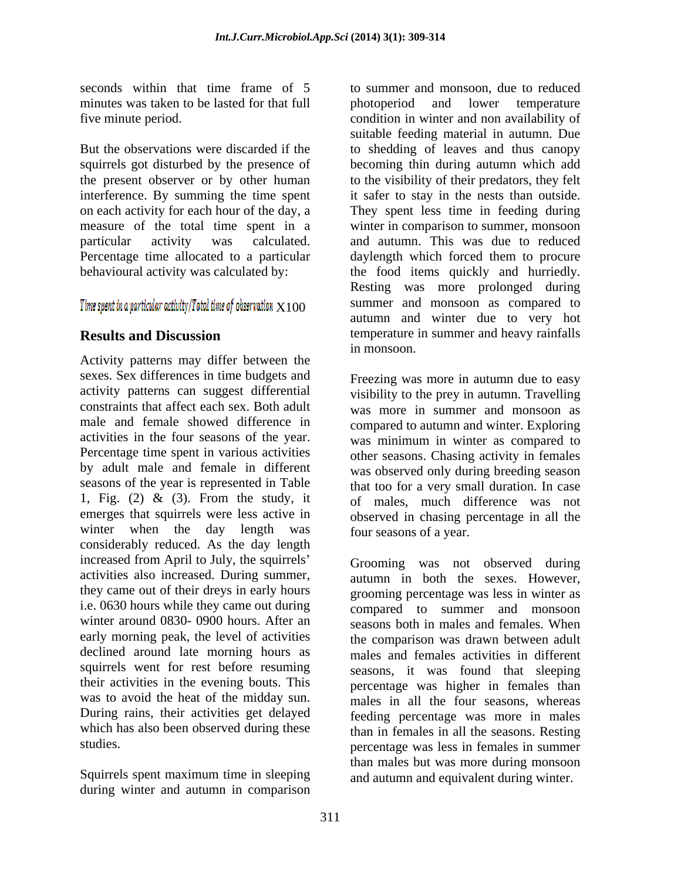seconds within that time frame of 5 minutes was taken to be lasted for that full five minute period.

But the observations were discarded if the squirrels got disturbed by the presence of the present observer or by other human interference. By summing the time spent on each activity for each hour of the day, a measure of the total time spent in a particular activity was calculated. Percentage time allocated to a particular behavioural activity was calculated by:

$$\text{Time spent in a particular activity/Total time of observation} \times 100$$

## Results and Discussion

Activity patterns may differ between the sexes. Sex differences in time budgets and activity patterns can suggest differential constraints that affect each sex. Both adult male and female showed difference in activities in the four seasons of the year. Percentage time spent in various activities by adult male and female in different seasons of the year is represented in Table 1, Fig. (2) & (3). From the study, it emerges that squirrels were less active in winter when the day length was considerably reduced. As the day length increased from April to July, the squirrels' activities also increased. During summer, they came out of their dreys in early hours i.e. 0630 hours while they came out during winter around 0830- 0900 hours. After an early morning peak, the level of activities declined around late morning hours as squirrels went for rest before resuming their activities in the evening bouts. This was to avoid the heat of the midday sun. During rains, their activities get delayed which has also been observed during these studies.

Squirrels spent maximum time in sleeping during winter and autumn in comparison to summer and monsoon, due to reduced photoperiod and lower temperature condition in winter and non availability of suitable feeding material in autumn. Due to shedding of leaves and thus canopy becoming thin during autumn which add to the visibility of their predators, they felt it safer to stay in the nests than outside. They spent less time in feeding during winter in comparison to summer, monsoon and autumn. This was due to reduced daylength which forced them to procure the food items quickly and hurriedly. Resting was more prolonged during summer and monsoon as compared to autumn and winter due to very hot temperature in summer and heavy rainfalls in monsoon.

Freezing was more in autumn due to easy visibility to the prey in autumn. Travelling was more in summer and monsoon as compared to autumn and winter. Exploring was minimum in winter as compared to other seasons. Chasing activity in females was observed only during breeding season that too for a very small duration. In case of males, much difference was not observed in chasing percentage in all the four seasons of a year.

Grooming was not observed during autumn in both the sexes. However, grooming percentage was less in winter as compared to summer and monsoon seasons both in males and females. When the comparison was drawn between adult males and females activities in different seasons, it was found that sleeping percentage was higher in females than males in all the four seasons, whereas feeding percentage was more in males than in females in all the seasons. Resting percentage was less in females in summer than males but was more during monsoon and autumn and equivalent during winter.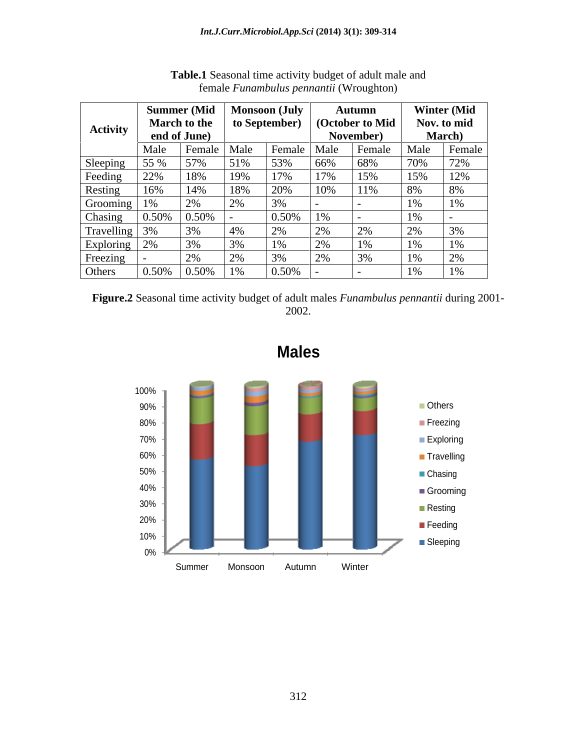**Table.1** Seasonal time activity budget of adult male and female *Funambulus pennantii* (Wroughton)

| Activity | Summer (Mid March to the end of June) | | Monsoon (July to September) | | Autumn (October to Mid November) | | Winter (Mid Nov. to mid March) | |
|---|---|---|---|---|---|---|---|---|
| | Male | Female | Male | Female | Male | Female | Male | Female |
| Sleeping | 55 % | 57% | 51% | 53% | 66% | 68% | 70% | 72% |
| Feeding | 22% | 18% | 19% | 17% | 17% | 15% | 15% | 12% |
| Resting | 16% | 14% | 18% | 20% | 10% | 11% | 8% | 8% |
| Grooming | 1% | 2% | 2% | 3% | - | - | 1% | 1% |
| Chasing | 0.50% | 0.50% | - | 0.50% | 1% | - | 1% | - |
| Travelling | 3% | 3% | 4% | 2% | 2% | 2% | 2% | 3% |
| Exploring | 2% | 3% | 3% | 1% | 2% | 1% | 1% | 1% |
| Freezing | - | 2% | 2% | 3% | 2% | 3% | 1% | 2% |
| Others | 0.50% | 0.50% | 1% | 0.50% | - | - | 1% | 1% |

**Figure.2** Seasonal time activity budget of adult males *Funambulus pennantii* during 2001-2002.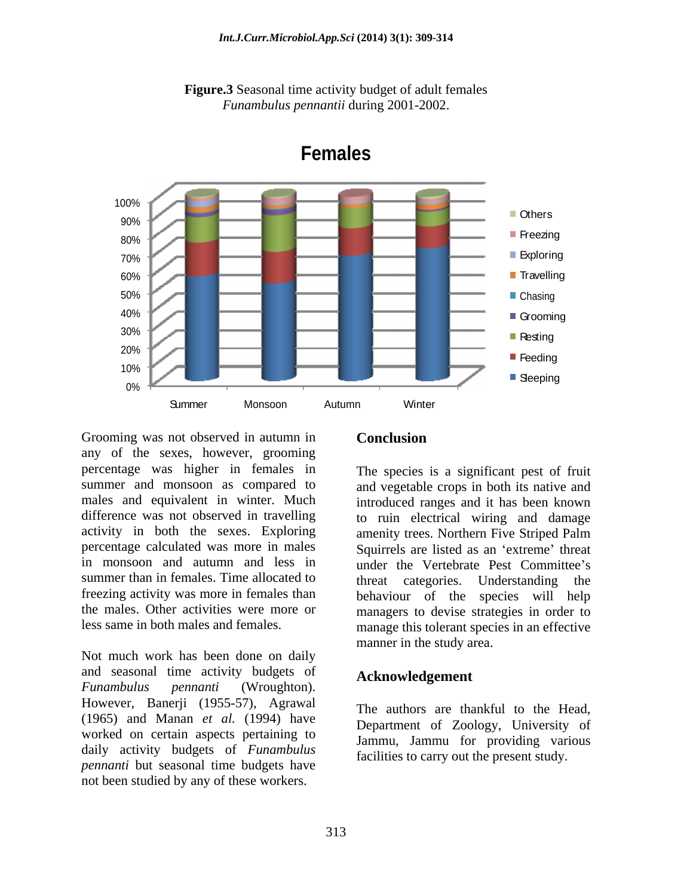**Figure.3** Seasonal time activity budget of adult females *Funambulus pennantii* during 2001-2002.

Grooming was not observed in autumn in any of the sexes, however, grooming percentage was higher in females in summer and monsoon as compared to males and equivalent in winter. Much difference was not observed in travelling activity in both the sexes. Exploring percentage calculated was more in males in monsoon and autumn and less in summer than in females. Time allocated to freezing activity was more in females than the males. Other activities were more or less same in both males and females.

Not much work has been done on daily and seasonal time activity budgets of *Funambulus pennanti* (Wroughton). However, Banerji (1955-57), Agrawal (1965) and Manan *et al.* (1994) have worked on certain aspects pertaining to daily activity budgets of *Funambulus pennanti* but seasonal time budgets have not been studied by any of these workers.

## Conclusion

The species is a significant pest of fruit and vegetable crops in both its native and introduced ranges and it has been known to ruin electrical wiring and damage amenity trees. Northern Five Striped Palm Squirrels are listed as an 'extreme' threat under the Vertebrate Pest Committee's threat categories. Understanding the behaviour of the species will help managers to devise strategies in order to manage this tolerant species in an effective manner in the study area.

## Acknowledgement

The authors are thankful to the Head, Department of Zoology, University of Jammu, Jammu for providing various facilities to carry out the present study.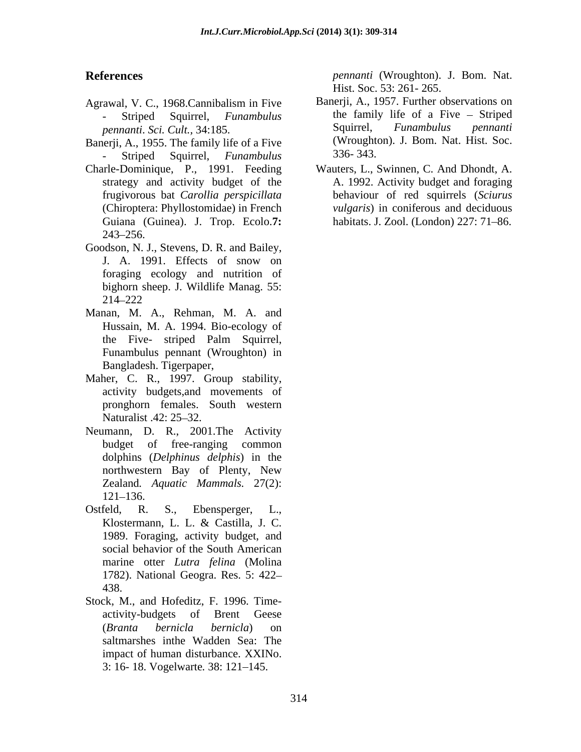## References

Agrawal, V. C., 1968.Cannibalism in Five - Striped Squirrel, *Funambulus pennanti*. *Sci. Cult.*, 34:185.

Banerji, A., 1955. The family life of a Five - Striped Squirrel, *Funambulus pennanti* (Wroughton). J. Bom. Nat. Hist. Soc. 53: 261- 265.

Charle-Dominique, P., 1991. Feeding strategy and activity budget of the frugivorous bat *Carollia perspicillata* (Chiroptera: Phyllostomidae) in French Guiana (Guinea). J. Trop. Ecolo.**7:** 243–256.

Goodson, N. J., Stevens, D. R. and Bailey, J. A. 1991. Effects of snow on foraging ecology and nutrition of bighorn sheep. J. Wildlife Manag. 55: 214–222

Manan, M. A., Rehman, M. A. and Hussain, M. A. 1994. Bio-ecology of the Five- striped Palm Squirrel, Funambulus pennant (Wroughton) in Bangladesh. Tigerpaper,

Maher, C. R., 1997. Group stability, activity budgets,and movements of pronghorn females. South western Naturalist .42: 25–32.

Neumann, D. R., 2001.The Activity budget of free-ranging common dolphins (*Delphinus delphis*) in the northwestern Bay of Plenty, New Zealand. *Aquatic Mammals.* 27(2): 121–136.

Ostfeld, R. S., Ebensperger, L., Klostermann, L. L. & Castilla, J. C. 1989. Foraging, activity budget, and social behavior of the South American marine otter *Lutra felina* (Molina 1782). National Geogra. Res. 5: 422–438.

Stock, M., and Hofeditz, F. 1996. Time-activity-budgets of Brent Geese (*Branta bernicla bernicla*) on saltmarshes inthe Wadden Sea: The impact of human disturbance. XXINo. 3: 16- 18. Vogelwarte. 38: 121–145.

Banerji, A., 1957. Further observations on the family life of a Five – Striped Squirrel, *Funambulus pennanti* (Wroughton). J. Bom. Nat. Hist. Soc. 336- 343.

Wauters, L., Swinnen, C. And Dhondt, A. A. 1992. Activity budget and foraging behaviour of red squirrels (*Sciurus vulgaris*) in coniferous and deciduous habitats. J. Zool. (London) 227: 71–86.